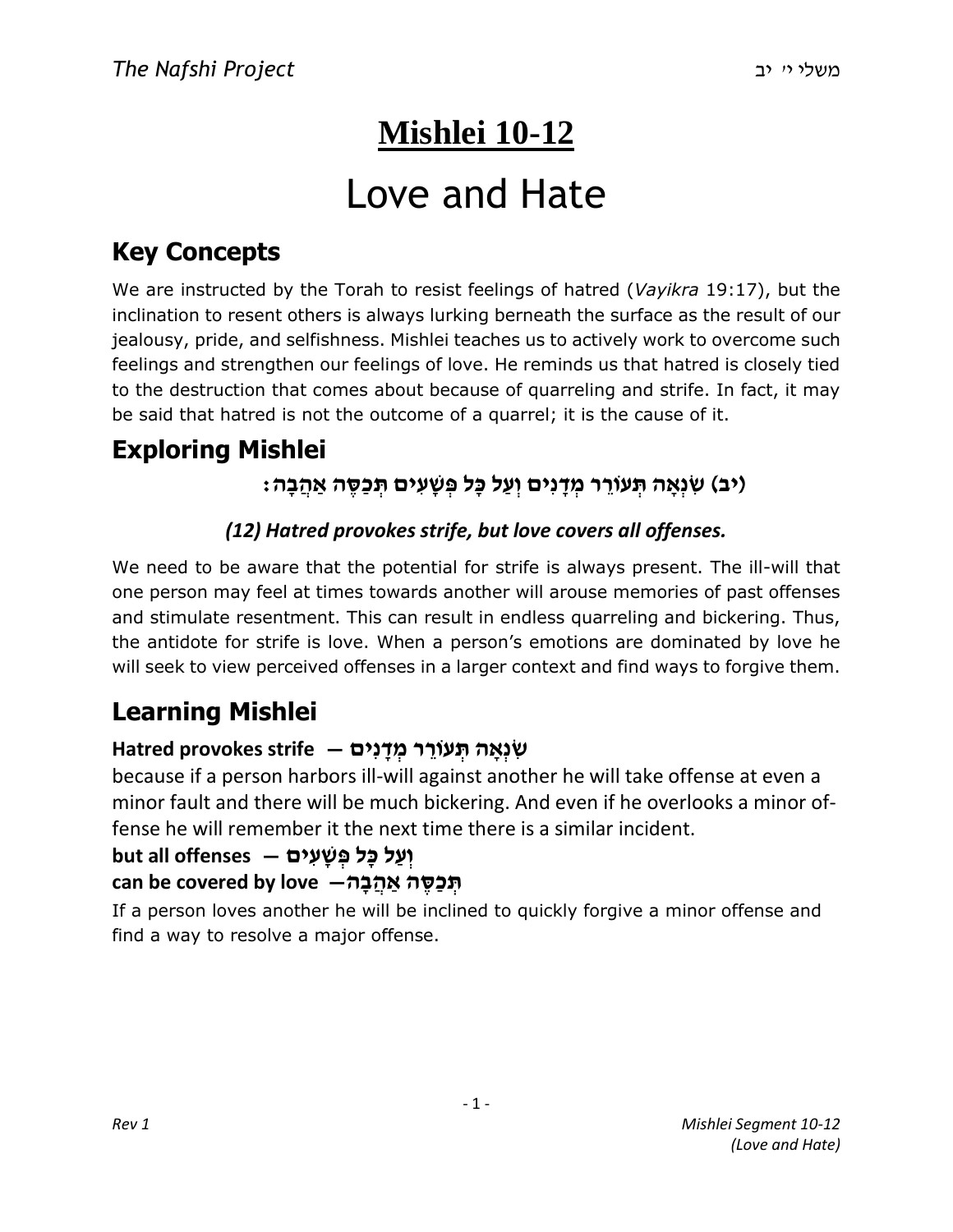# Mishlei 10-12

# Love and Hate

## Key Concepts

We are instructed by the Torah to resist feelings of hatred (*Vayikra* 19:17), but the inclination to resent others is always lurking berneath the surface as the result of our jealousy, pride, and selfishness. Mishlei teaches us to actively work to overcome such feelings and strengthen our feelings of love. He reminds us that hatred is closely tied to the destruction that comes about because of quarreling and strife. In fact, it may be said that hatred is not the outcome of a quarrel; it is the cause of it.

## Exploring Mishlei

**(יב) שִׂנְאָה תְּעוֹרֵר מְדָנִים וְעַל כָּל פְּשָׁעִים תְּכַסֶּה אַהֲבָה:**

***(12) Hatred provokes strife, but love covers all offenses.***

We need to be aware that the potential for strife is always present. The ill-will that one person may feel at times towards another will arouse memories of past offenses and stimulate resentment. This can result in endless quarreling and bickering. Thus, the antidote for strife is love. When a person's emotions are dominated by love he will seek to view perceived offenses in a larger context and find ways to forgive them.

## Learning Mishlei

**Hatred provokes strife — שִׂנְאָה תְּעוֹרֵר מְדָנִים**

because if a person harbors ill-will against another he will take offense at even a minor fault and there will be much bickering. And even if he overlooks a minor offense he will remember it the next time there is a similar incident.

**but all offenses — וְעַל כָּל פְּשָׁעִים**

**can be covered by love —תְּכַסֶּה אַהֲבָה**

If a person loves another he will be inclined to quickly forgive a minor offense and find a way to resolve a major offense.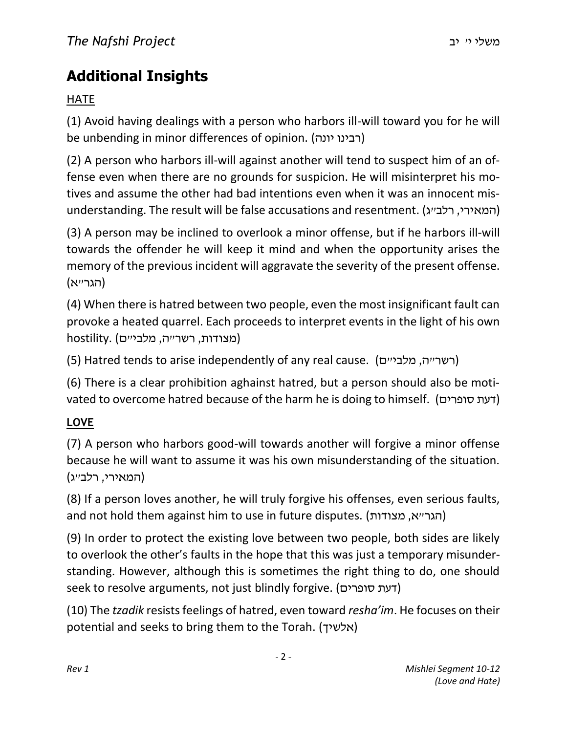## Additional Insights

HATE

(1) Avoid having dealings with a person who harbors ill-will toward you for he will be unbending in minor differences of opinion. (רבינו יונה)

(2) A person who harbors ill-will against another will tend to suspect him of an offense even when there are no grounds for suspicion. He will misinterpret his motives and assume the other had bad intentions even when it was an innocent misunderstanding. The result will be false accusations and resentment. (המאירי, רלב״ג)

(3) A person may be inclined to overlook a minor offense, but if he harbors ill-will towards the offender he will keep it mind and when the opportunity arises the memory of the previous incident will aggravate the severity of the present offense. (הגר״א)

(4) When there is hatred between two people, even the most insignificant fault can provoke a heated quarrel. Each proceeds to interpret events in the light of his own hostility. (מצודות, רשר״ה, מלבי״ם)

(5) Hatred tends to arise independently of any real cause. (רשר״ה, מלבי״ם)

(6) There is a clear prohibition aghainst hatred, but a person should also be motivated to overcome hatred because of the harm he is doing to himself. (דעת סופרים)

**LOVE**

(7) A person who harbors good-will towards another will forgive a minor offense because he will want to assume it was his own misunderstanding of the situation. (המאירי, רלב״ג)

(8) If a person loves another, he will truly forgive his offenses, even serious faults, and not hold them against him to use in future disputes. (הגר״א, מצודות)

(9) In order to protect the existing love between two people, both sides are likely to overlook the other's faults in the hope that this was just a temporary misunderstanding. However, although this is sometimes the right thing to do, one should seek to resolve arguments, not just blindly forgive. (דעת סופרים)

(10) The *tzadik* resists feelings of hatred, even toward *resha'im*. He focuses on their potential and seeks to bring them to the Torah. (אלשיך)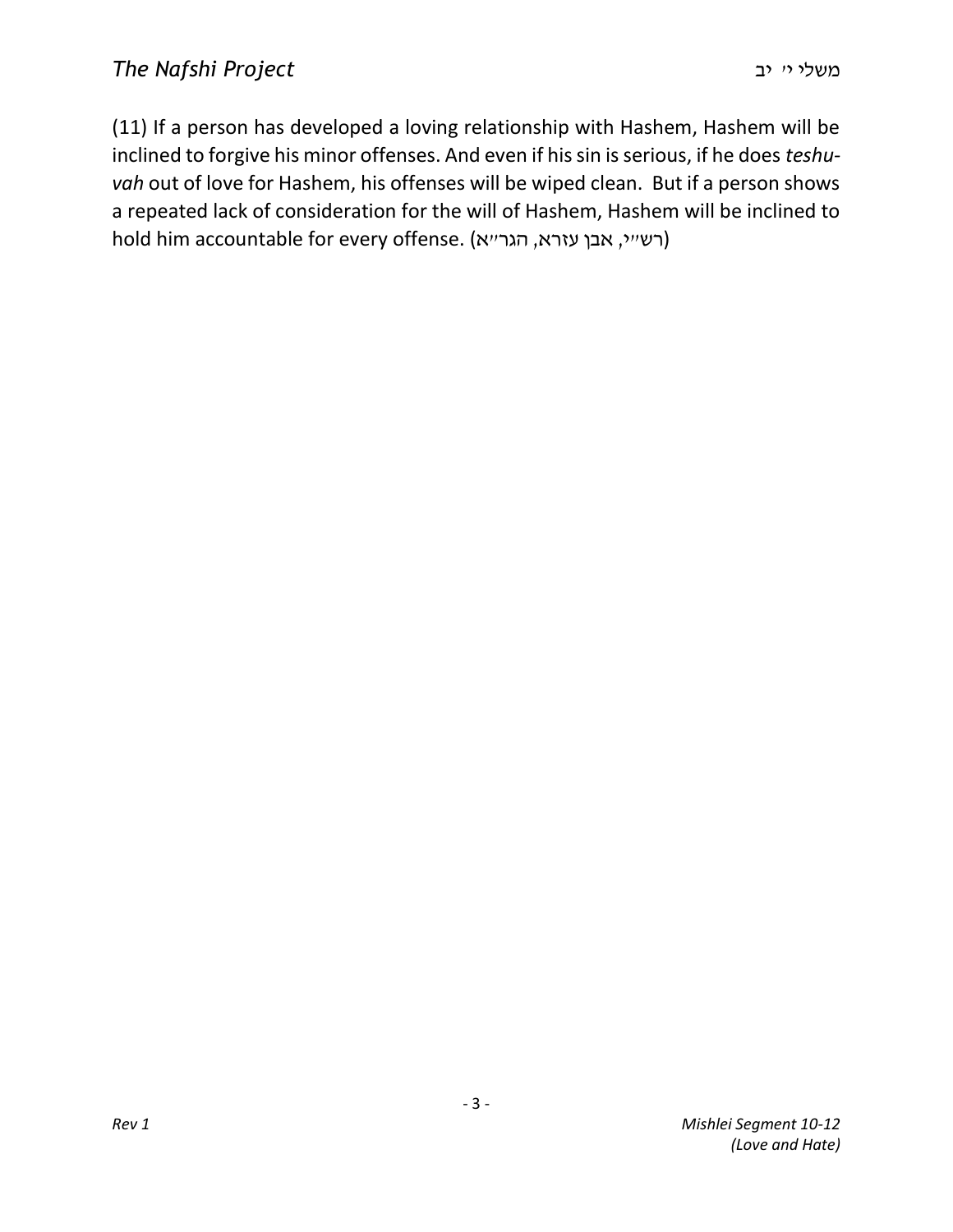(11) If a person has developed a loving relationship with Hashem, Hashem will be inclined to forgive his minor offenses. And even if his sin is serious, if he does *teshuvah* out of love for Hashem, his offenses will be wiped clean. But if a person shows a repeated lack of consideration for the will of Hashem, Hashem will be inclined to hold him accountable for every offense. (רש״י, אבן עזרא, הגר״א)